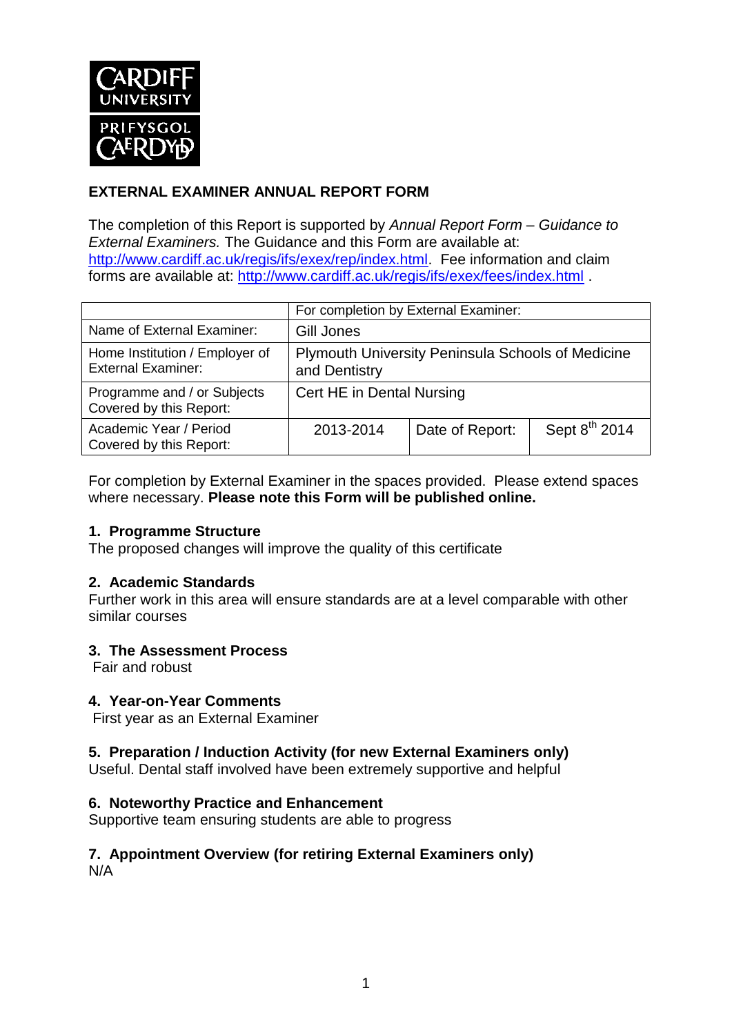**EXTERNAL EXAMINER ANNUAL REPORT FORM**

The completion of this Report is supported by *Annual Report Form – Guidance to External Examiners.* The Guidance and this Form are available at: http://www.cardiff.ac.uk/regis/ifs/exex/rep/index.html. Fee information and claim forms are available at: http://www.cardiff.ac.uk/regis/ifs/exex/fees/index.html .

| | For completion by External Examiner: | | |
|---|---|---|---|
| Name of External Examiner: | Gill Jones | | |
| Home Institution / Employer of External Examiner: | Plymouth University Peninsula Schools of Medicine and Dentistry | | |
| Programme and / or Subjects Covered by this Report: | Cert HE in Dental Nursing | | |
| Academic Year / Period Covered by this Report: | 2013-2014 | Date of Report: | Sept 8th 2014 |

For completion by External Examiner in the spaces provided. Please extend spaces where necessary. **Please note this Form will be published online.**

### 1. Programme Structure

The proposed changes will improve the quality of this certificate

### 2. Academic Standards

Further work in this area will ensure standards are at a level comparable with other similar courses

### 3. The Assessment Process

Fair and robust

### 4. Year-on-Year Comments

First year as an External Examiner

### 5. Preparation / Induction Activity (for new External Examiners only)

Useful. Dental staff involved have been extremely supportive and helpful

### 6. Noteworthy Practice and Enhancement

Supportive team ensuring students are able to progress

### 7. Appointment Overview (for retiring External Examiners only)

N/A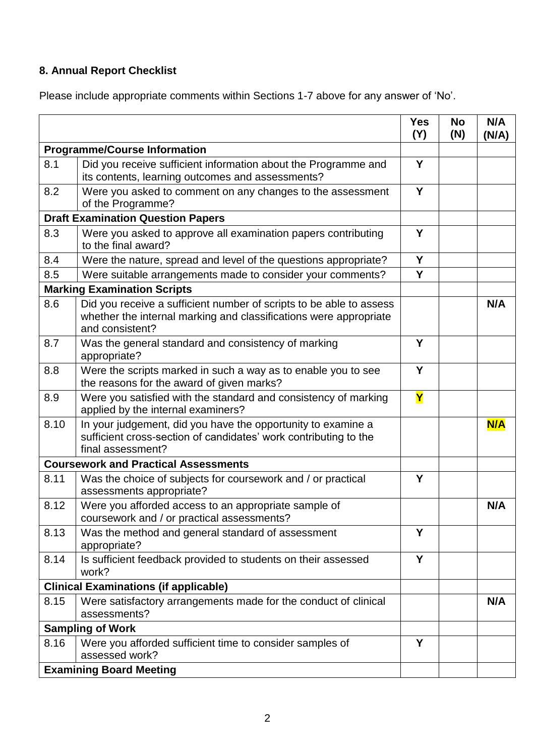## 8. Annual Report Checklist

Please include appropriate comments within Sections 1-7 above for any answer of 'No'.

| | | Yes (Y) | No (N) | N/A (N/A) |
|---|---|---|---|---|
| **Programme/Course Information** | | | | |
| 8.1 | Did you receive sufficient information about the Programme and its contents, learning outcomes and assessments? | Y | | |
| 8.2 | Were you asked to comment on any changes to the assessment of the Programme? | Y | | |
| **Draft Examination Question Papers** | | | | |
| 8.3 | Were you asked to approve all examination papers contributing to the final award? | Y | | |
| 8.4 | Were the nature, spread and level of the questions appropriate? | Y | | |
| 8.5 | Were suitable arrangements made to consider your comments? | Y | | |
| **Marking Examination Scripts** | | | | |
| 8.6 | Did you receive a sufficient number of scripts to be able to assess whether the internal marking and classifications were appropriate and consistent? | | | N/A |
| 8.7 | Was the general standard and consistency of marking appropriate? | Y | | |
| 8.8 | Were the scripts marked in such a way as to enable you to see the reasons for the award of given marks? | Y | | |
| 8.9 | Were you satisfied with the standard and consistency of marking applied by the internal examiners? | Y | | |
| 8.10 | In your judgement, did you have the opportunity to examine a sufficient cross-section of candidates' work contributing to the final assessment? | | | N/A |
| **Coursework and Practical Assessments** | | | | |
| 8.11 | Was the choice of subjects for coursework and / or practical assessments appropriate? | Y | | |
| 8.12 | Were you afforded access to an appropriate sample of coursework and / or practical assessments? | | | N/A |
| 8.13 | Was the method and general standard of assessment appropriate? | Y | | |
| 8.14 | Is sufficient feedback provided to students on their assessed work? | Y | | |
| **Clinical Examinations (if applicable)** | | | | |
| 8.15 | Were satisfactory arrangements made for the conduct of clinical assessments? | | | N/A |
| **Sampling of Work** | | | | |
| 8.16 | Were you afforded sufficient time to consider samples of assessed work? | Y | | |
| **Examining Board Meeting** | | | | |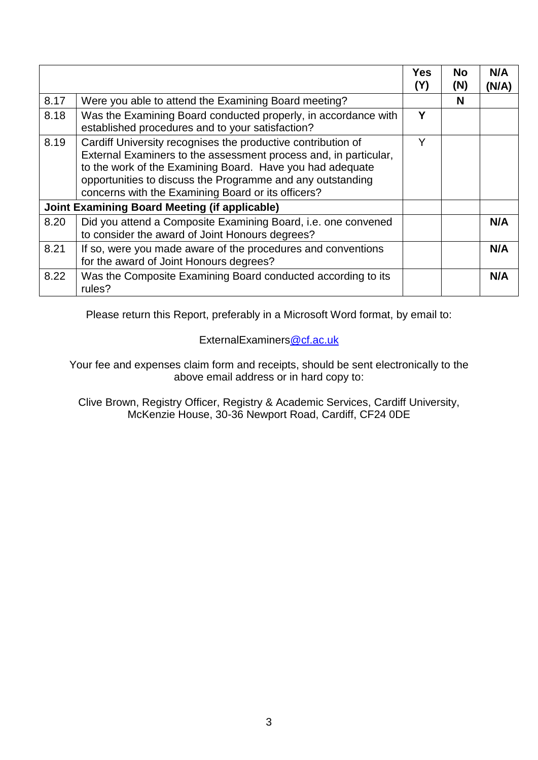| | | Yes (Y) | No (N) | N/A (N/A) |
|---|---|---|---|---|
| 8.17 | Were you able to attend the Examining Board meeting? | | **N** | |
| 8.18 | Was the Examining Board conducted properly, in accordance with established procedures and to your satisfaction? | **Y** | | |
| 8.19 | Cardiff University recognises the productive contribution of External Examiners to the assessment process and, in particular, to the work of the Examining Board. Have you had adequate opportunities to discuss the Programme and any outstanding concerns with the Examining Board or its officers? | Y | | |
| **Joint Examining Board Meeting (if applicable)** | | | | |
| 8.20 | Did you attend a Composite Examining Board, i.e. one convened to consider the award of Joint Honours degrees? | | | **N/A** |
| 8.21 | If so, were you made aware of the procedures and conventions for the award of Joint Honours degrees? | | | **N/A** |
| 8.22 | Was the Composite Examining Board conducted according to its rules? | | | **N/A** |

Please return this Report, preferably in a Microsoft Word format, by email to:

ExternalExaminers@cf.ac.uk

Your fee and expenses claim form and receipts, should be sent electronically to the above email address or in hard copy to:

Clive Brown, Registry Officer, Registry & Academic Services, Cardiff University, McKenzie House, 30-36 Newport Road, Cardiff, CF24 0DE